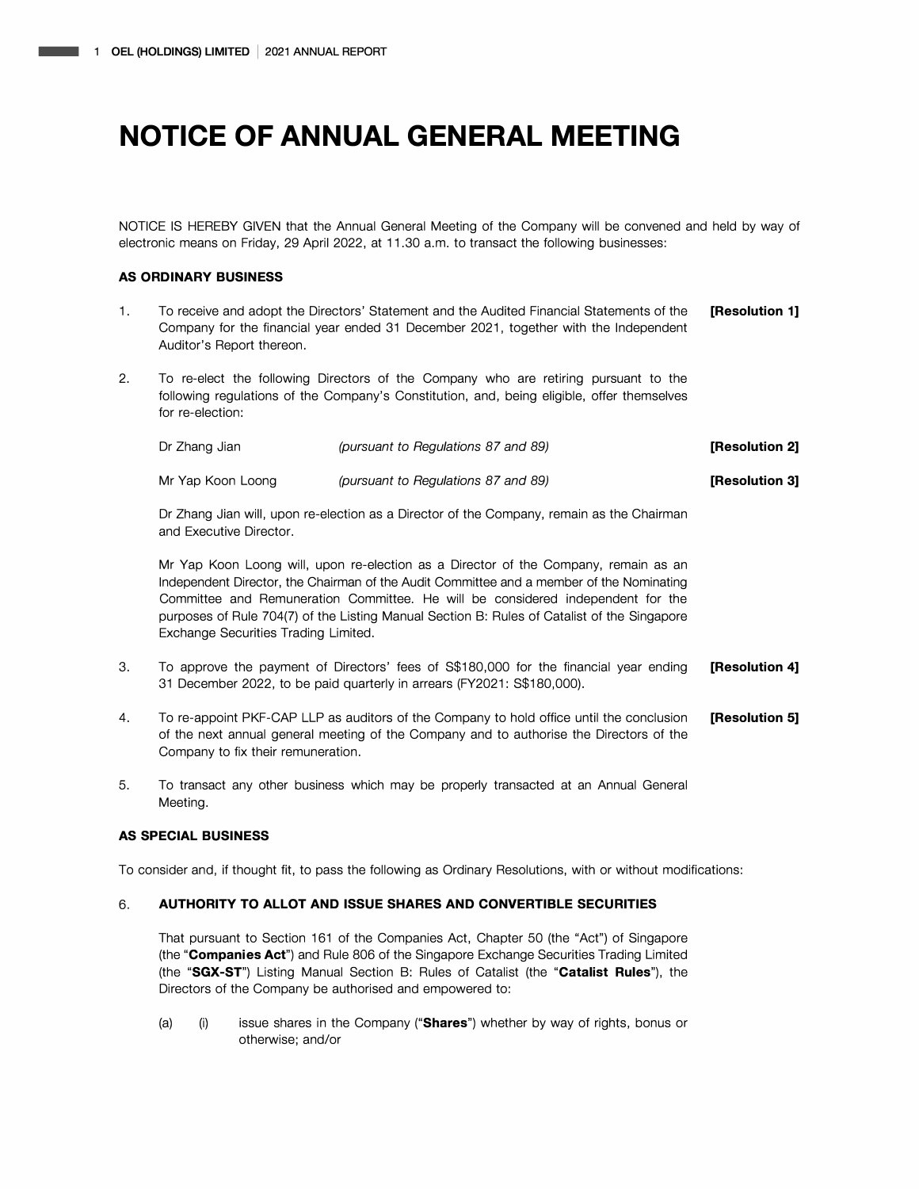# NOTICE OF ANNUAL GENERAL MEETING

NOTICE IS HEREBY GIVEN that the Annual General Meeting of the Company will be convened and held by way of electronic means on Friday, 29 April 2022, at 11.30 a.m. to transact the following businesses:

## AS ORDINARY BUSINESS

1. To receive and adopt the Directors' Statement and the Audited Financial Statements of the Company for the financial year ended 31 December 2021, together with the Independent Auditor's Report thereon. **[Resolution 1]**

2. To re-elect the following Directors of the Company who are retiring pursuant to the following regulations of the Company's Constitution, and, being eligible, offer themselves for re-election:

   Dr Zhang Jian *(pursuant to Regulations 87 and 89)* **[Resolution 2]**

   Mr Yap Koon Loong *(pursuant to Regulations 87 and 89)* **[Resolution 3]**

   Dr Zhang Jian will, upon re-election as a Director of the Company, remain as the Chairman and Executive Director.

   Mr Yap Koon Loong will, upon re-election as a Director of the Company, remain as an Independent Director, the Chairman of the Audit Committee and a member of the Nominating Committee and Remuneration Committee. He will be considered independent for the purposes of Rule 704(7) of the Listing Manual Section B: Rules of Catalist of the Singapore Exchange Securities Trading Limited.

3. To approve the payment of Directors' fees of S$180,000 for the financial year ending 31 December 2022, to be paid quarterly in arrears (FY2021: S$180,000). **[Resolution 4]**

4. To re-appoint PKF-CAP LLP as auditors of the Company to hold office until the conclusion of the next annual general meeting of the Company and to authorise the Directors of the Company to fix their remuneration. **[Resolution 5]**

5. To transact any other business which may be properly transacted at an Annual General Meeting.

## AS SPECIAL BUSINESS

To consider and, if thought fit, to pass the following as Ordinary Resolutions, with or without modifications:

6. **AUTHORITY TO ALLOT AND ISSUE SHARES AND CONVERTIBLE SECURITIES**

   That pursuant to Section 161 of the Companies Act, Chapter 50 (the "Act") of Singapore (the "**Companies Act**") and Rule 806 of the Singapore Exchange Securities Trading Limited (the "**SGX-ST**") Listing Manual Section B: Rules of Catalist (the "**Catalist Rules**"), the Directors of the Company be authorised and empowered to:

   (a) (i) issue shares in the Company ("**Shares**") whether by way of rights, bonus or otherwise; and/or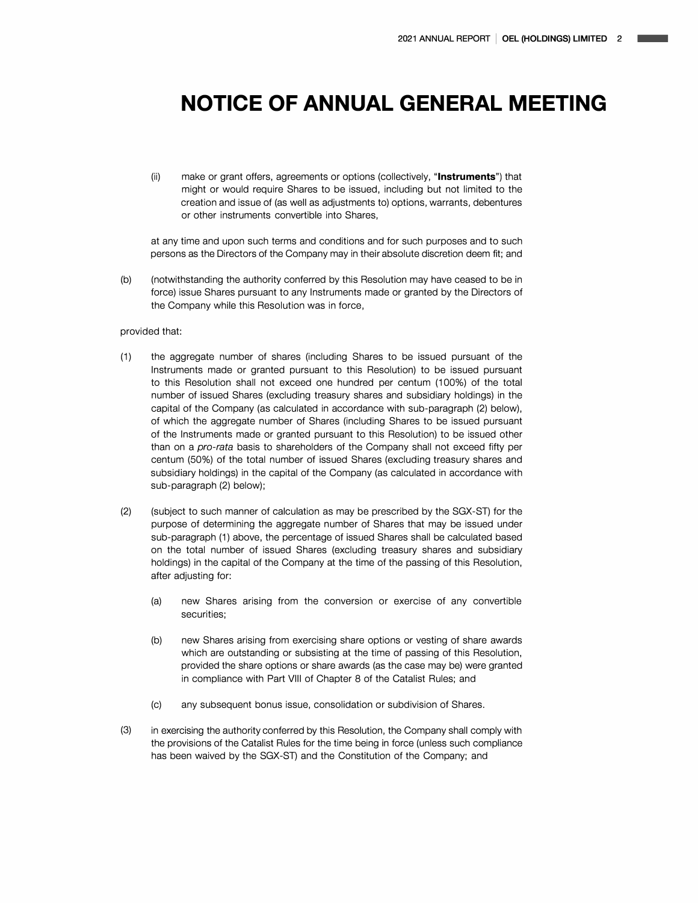# NOTICE OF ANNUAL GENERAL MEETING

(ii) make or grant offers, agreements or options (collectively, "**Instruments**") that might or would require Shares to be issued, including but not limited to the creation and issue of (as well as adjustments to) options, warrants, debentures or other instruments convertible into Shares,

at any time and upon such terms and conditions and for such purposes and to such persons as the Directors of the Company may in their absolute discretion deem fit; and

(b) (notwithstanding the authority conferred by this Resolution may have ceased to be in force) issue Shares pursuant to any Instruments made or granted by the Directors of the Company while this Resolution was in force,

provided that:

(1) the aggregate number of shares (including Shares to be issued pursuant of the Instruments made or granted pursuant to this Resolution) to be issued pursuant to this Resolution shall not exceed one hundred per centum (100%) of the total number of issued Shares (excluding treasury shares and subsidiary holdings) in the capital of the Company (as calculated in accordance with sub-paragraph (2) below), of which the aggregate number of Shares (including Shares to be issued pursuant of the Instruments made or granted pursuant to this Resolution) to be issued other than on a *pro-rata* basis to shareholders of the Company shall not exceed fifty per centum (50%) of the total number of issued Shares (excluding treasury shares and subsidiary holdings) in the capital of the Company (as calculated in accordance with sub-paragraph (2) below);

(2) (subject to such manner of calculation as may be prescribed by the SGX-ST) for the purpose of determining the aggregate number of Shares that may be issued under sub-paragraph (1) above, the percentage of issued Shares shall be calculated based on the total number of issued Shares (excluding treasury shares and subsidiary holdings) in the capital of the Company at the time of the passing of this Resolution, after adjusting for:

   (a) new Shares arising from the conversion or exercise of any convertible securities;

   (b) new Shares arising from exercising share options or vesting of share awards which are outstanding or subsisting at the time of passing of this Resolution, provided the share options or share awards (as the case may be) were granted in compliance with Part VIII of Chapter 8 of the Catalist Rules; and

   (c) any subsequent bonus issue, consolidation or subdivision of Shares.

(3) in exercising the authority conferred by this Resolution, the Company shall comply with the provisions of the Catalist Rules for the time being in force (unless such compliance has been waived by the SGX-ST) and the Constitution of the Company; and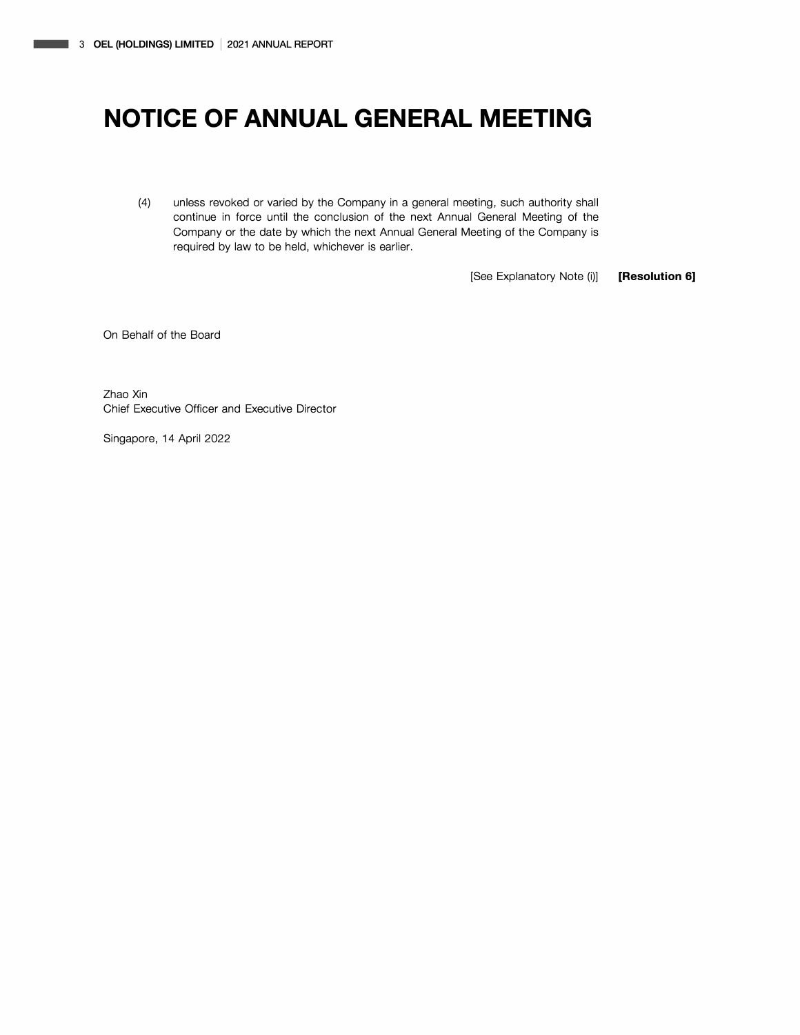# NOTICE OF ANNUAL GENERAL MEETING

(4) unless revoked or varied by the Company in a general meeting, such authority shall continue in force until the conclusion of the next Annual General Meeting of the Company or the date by which the next Annual General Meeting of the Company is required by law to be held, whichever is earlier.

[See Explanatory Note (i)] **[Resolution 6]**

On Behalf of the Board

Zhao Xin
Chief Executive Officer and Executive Director

Singapore, 14 April 2022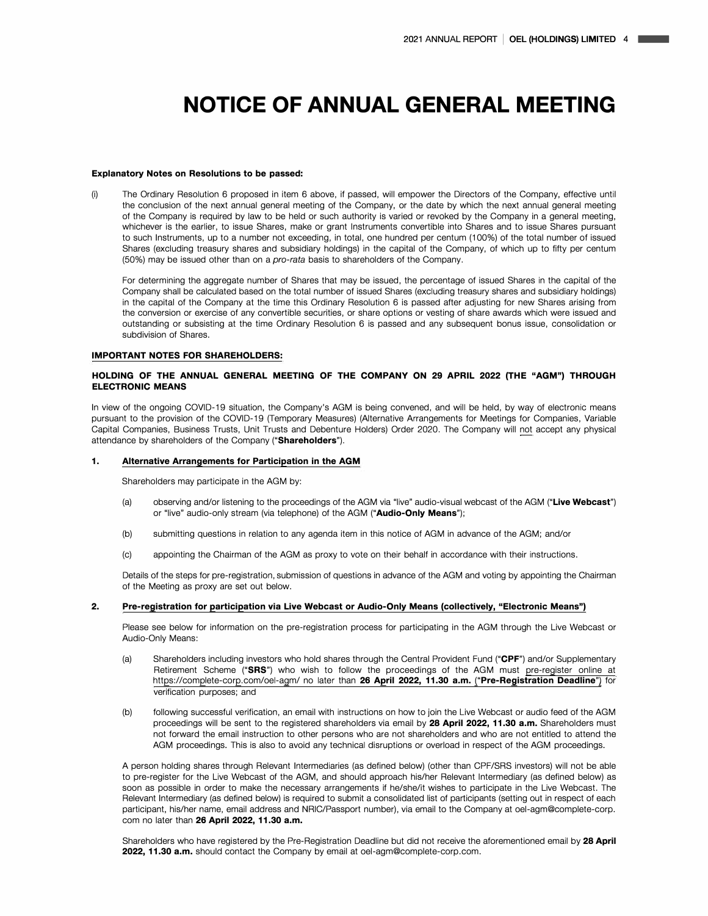// # NOTICE OF ANNUAL GENERAL MEETING

**Explanatory Notes on Resolutions to be passed:**

(i) The Ordinary Resolution 6 proposed in item 6 above, if passed, will empower the Directors of the Company, effective until the conclusion of the next annual general meeting of the Company, or the date by which the next annual general meeting of the Company is required by law to be held or such authority is varied or revoked by the Company in a general meeting, whichever is the earlier, to issue Shares, make or grant Instruments convertible into Shares and to issue Shares pursuant to such Instruments, up to a number not exceeding, in total, one hundred per centum (100%) of the total number of issued Shares (excluding treasury shares and subsidiary holdings) in the capital of the Company, of which up to fifty per centum (50%) may be issued other than on a *pro-rata* basis to shareholders of the Company.

For determining the aggregate number of Shares that may be issued, the percentage of issued Shares in the capital of the Company shall be calculated based on the total number of issued Shares (excluding treasury shares and subsidiary holdings) in the capital of the Company at the time this Ordinary Resolution 6 is passed after adjusting for new Shares arising from the conversion or exercise of any convertible securities, or share options or vesting of share awards which were issued and outstanding or subsisting at the time Ordinary Resolution 6 is passed and any subsequent bonus issue, consolidation or subdivision of Shares.

**IMPORTANT NOTES FOR SHAREHOLDERS:**

**HOLDING OF THE ANNUAL GENERAL MEETING OF THE COMPANY ON 29 APRIL 2022 (THE "AGM") THROUGH ELECTRONIC MEANS**

In view of the ongoing COVID-19 situation, the Company's AGM is being convened, and will be held, by way of electronic means pursuant to the provision of the COVID-19 (Temporary Measures) (Alternative Arrangements for Meetings for Companies, Variable Capital Companies, Business Trusts, Unit Trusts and Debenture Holders) Order 2020. The Company will not accept any physical attendance by shareholders of the Company ("**Shareholders**").

**1. Alternative Arrangements for Participation in the AGM**

Shareholders may participate in the AGM by:

(a) observing and/or listening to the proceedings of the AGM via "live" audio-visual webcast of the AGM ("**Live Webcast**") or "live" audio-only stream (via telephone) of the AGM ("**Audio-Only Means**");

(b) submitting questions in relation to any agenda item in this notice of AGM in advance of the AGM; and/or

(c) appointing the Chairman of the AGM as proxy to vote on their behalf in accordance with their instructions.

Details of the steps for pre-registration, submission of questions in advance of the AGM and voting by appointing the Chairman of the Meeting as proxy are set out below.

**2. Pre-registration for participation via Live Webcast or Audio-Only Means (collectively, "Electronic Means")**

Please see below for information on the pre-registration process for participating in the AGM through the Live Webcast or Audio-Only Means:

(a) Shareholders including investors who hold shares through the Central Provident Fund ("**CPF**") and/or Supplementary Retirement Scheme ("**SRS**") who wish to follow the proceedings of the AGM must pre-register online at https://complete-corp.com/oel-agm/ no later than **26 April 2022, 11.30 a.m.** ("**Pre-Registration Deadline**") for verification purposes; and

(b) following successful verification, an email with instructions on how to join the Live Webcast or audio feed of the AGM proceedings will be sent to the registered shareholders via email by **28 April 2022, 11.30 a.m.** Shareholders must not forward the email instruction to other persons who are not shareholders and who are not entitled to attend the AGM proceedings. This is also to avoid any technical disruptions or overload in respect of the AGM proceedings.

A person holding shares through Relevant Intermediaries (as defined below) (other than CPF/SRS investors) will not be able to pre-register for the Live Webcast of the AGM, and should approach his/her Relevant Intermediary (as defined below) as soon as possible in order to make the necessary arrangements if he/she/it wishes to participate in the Live Webcast. The Relevant Intermediary (as defined below) is required to submit a consolidated list of participants (setting out in respect of each participant, his/her name, email address and NRIC/Passport number), via email to the Company at oel-agm@complete-corp.com no later than **26 April 2022, 11.30 a.m.**

Shareholders who have registered by the Pre-Registration Deadline but did not receive the aforementioned email by **28 April 2022, 11.30 a.m.** should contact the Company by email at oel-agm@complete-corp.com.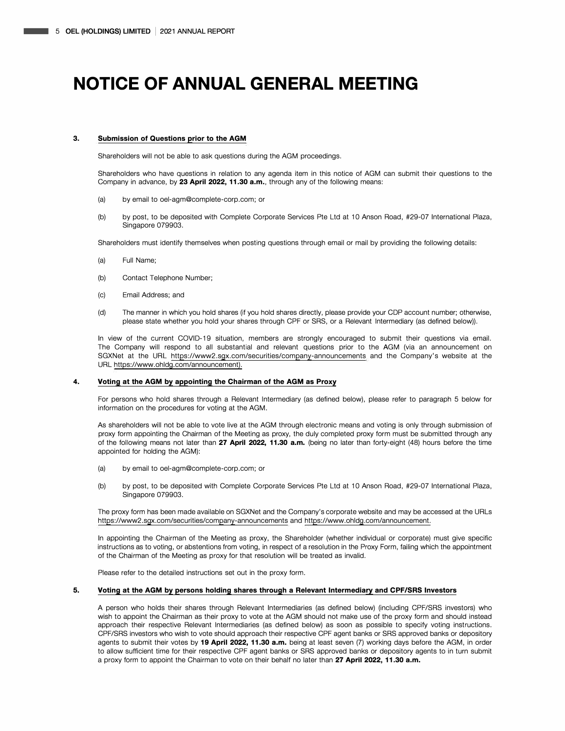# NOTICE OF ANNUAL GENERAL MEETING

**3. Submission of Questions prior to the AGM**

Shareholders will not be able to ask questions during the AGM proceedings.

Shareholders who have questions in relation to any agenda item in this notice of AGM can submit their questions to the Company in advance, by **23 April 2022, 11.30 a.m.**, through any of the following means:

(a) by email to oel-agm@complete-corp.com; or

(b) by post, to be deposited with Complete Corporate Services Pte Ltd at 10 Anson Road, #29-07 International Plaza, Singapore 079903.

Shareholders must identify themselves when posting questions through email or mail by providing the following details:

(a) Full Name;

(b) Contact Telephone Number;

(c) Email Address; and

(d) The manner in which you hold shares (if you hold shares directly, please provide your CDP account number; otherwise, please state whether you hold your shares through CPF or SRS, or a Relevant Intermediary (as defined below)).

In view of the current COVID-19 situation, members are strongly encouraged to submit their questions via email. The Company will respond to all substantial and relevant questions prior to the AGM (via an announcement on SGXNet at the URL https://www2.sgx.com/securities/company-announcements and the Company's website at the URL https://www.ohldg.com/announcement).

**4. Voting at the AGM by appointing the Chairman of the AGM as Proxy**

For persons who hold shares through a Relevant Intermediary (as defined below), please refer to paragraph 5 below for information on the procedures for voting at the AGM.

As shareholders will not be able to vote live at the AGM through electronic means and voting is only through submission of proxy form appointing the Chairman of the Meeting as proxy, the duly completed proxy form must be submitted through any of the following means not later than **27 April 2022, 11.30 a.m.** (being no later than forty-eight (48) hours before the time appointed for holding the AGM):

(a) by email to oel-agm@complete-corp.com; or

(b) by post, to be deposited with Complete Corporate Services Pte Ltd at 10 Anson Road, #29-07 International Plaza, Singapore 079903.

The proxy form has been made available on SGXNet and the Company's corporate website and may be accessed at the URLs https://www2.sgx.com/securities/company-announcements and https://www.ohldg.com/announcement.

In appointing the Chairman of the Meeting as proxy, the Shareholder (whether individual or corporate) must give specific instructions as to voting, or abstentions from voting, in respect of a resolution in the Proxy Form, failing which the appointment of the Chairman of the Meeting as proxy for that resolution will be treated as invalid.

Please refer to the detailed instructions set out in the proxy form.

**5. Voting at the AGM by persons holding shares through a Relevant Intermediary and CPF/SRS Investors**

A person who holds their shares through Relevant Intermediaries (as defined below) (including CPF/SRS investors) who wish to appoint the Chairman as their proxy to vote at the AGM should not make use of the proxy form and should instead approach their respective Relevant Intermediaries (as defined below) as soon as possible to specify voting instructions. CPF/SRS investors who wish to vote should approach their respective CPF agent banks or SRS approved banks or depository agents to submit their votes by **19 April 2022, 11.30 a.m.** being at least seven (7) working days before the AGM, in order to allow sufficient time for their respective CPF agent banks or SRS approved banks or depository agents to in turn submit a proxy form to appoint the Chairman to vote on their behalf no later than **27 April 2022, 11.30 a.m.**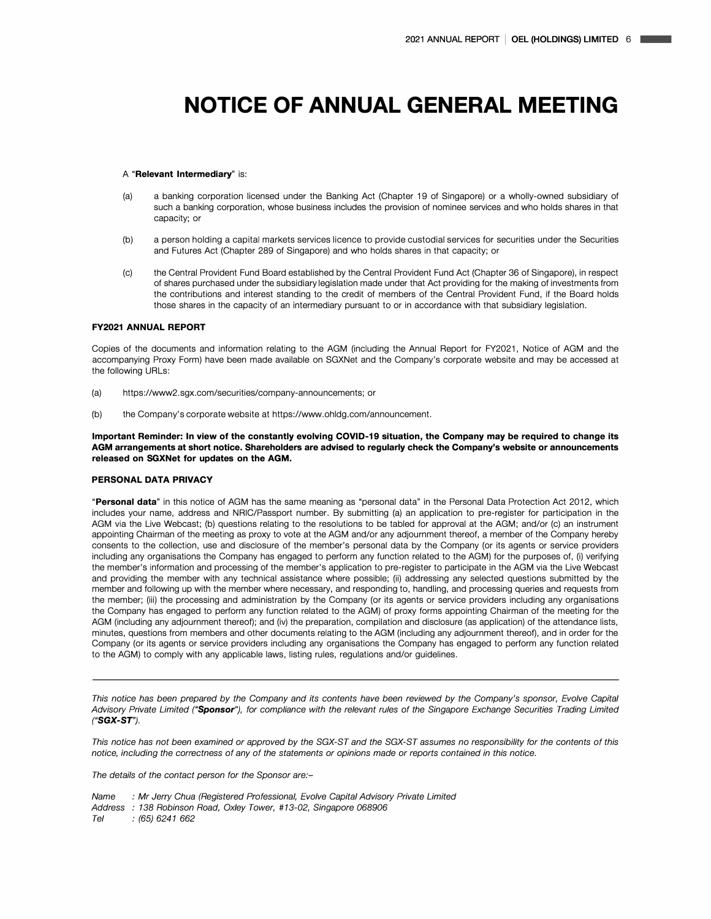# NOTICE OF ANNUAL GENERAL MEETING

A "**Relevant Intermediary**" is:

(a) a banking corporation licensed under the Banking Act (Chapter 19 of Singapore) or a wholly-owned subsidiary of such a banking corporation, whose business includes the provision of nominee services and who holds shares in that capacity; or

(b) a person holding a capital markets services licence to provide custodial services for securities under the Securities and Futures Act (Chapter 289 of Singapore) and who holds shares in that capacity; or

(c) the Central Provident Fund Board established by the Central Provident Fund Act (Chapter 36 of Singapore), in respect of shares purchased under the subsidiary legislation made under that Act providing for the making of investments from the contributions and interest standing to the credit of members of the Central Provident Fund, if the Board holds those shares in the capacity of an intermediary pursuant to or in accordance with that subsidiary legislation.

**FY2021 ANNUAL REPORT**

Copies of the documents and information relating to the AGM (including the Annual Report for FY2021, Notice of AGM and the accompanying Proxy Form) have been made available on SGXNet and the Company's corporate website and may be accessed at the following URLs:

(a) https://www2.sgx.com/securities/company-announcements; or

(b) the Company's corporate website at https://www.ohldg.com/announcement.

**Important Reminder: In view of the constantly evolving COVID-19 situation, the Company may be required to change its AGM arrangements at short notice. Shareholders are advised to regularly check the Company's website or announcements released on SGXNet for updates on the AGM.**

**PERSONAL DATA PRIVACY**

"**Personal data**" in this notice of AGM has the same meaning as "personal data" in the Personal Data Protection Act 2012, which includes your name, address and NRIC/Passport number. By submitting (a) an application to pre-register for participation in the AGM via the Live Webcast; (b) questions relating to the resolutions to be tabled for approval at the AGM; and/or (c) an instrument appointing Chairman of the meeting as proxy to vote at the AGM and/or any adjournment thereof, a member of the Company hereby consents to the collection, use and disclosure of the member's personal data by the Company (or its agents or service providers including any organisations the Company has engaged to perform any function related to the AGM) for the purposes of, (i) verifying the member's information and processing of the member's application to pre-register to participate in the AGM via the Live Webcast and providing the member with any technical assistance where possible; (ii) addressing any selected questions submitted by the member and following up with the member where necessary, and responding to, handling, and processing queries and requests from the member; (iii) the processing and administration by the Company (or its agents or service providers including any organisations the Company has engaged to perform any function related to the AGM) of proxy forms appointing Chairman of the meeting for the AGM (including any adjournment thereof); and (iv) the preparation, compilation and disclosure (as application) of the attendance lists, minutes, questions from members and other documents relating to the AGM (including any adjournment thereof), and in order for the Company (or its agents or service providers including any organisations the Company has engaged to perform any function related to the AGM) to comply with any applicable laws, listing rules, regulations and/or guidelines.

---

*This notice has been prepared by the Company and its contents have been reviewed by the Company's sponsor, Evolve Capital Advisory Private Limited ("**Sponsor**"), for compliance with the relevant rules of the Singapore Exchange Securities Trading Limited ("**SGX-ST**").*

*This notice has not been examined or approved by the SGX-ST and the SGX-ST assumes no responsibility for the contents of this notice, including the correctness of any of the statements or opinions made or reports contained in this notice.*

*The details of the contact person for the Sponsor are:–*

*Name : Mr Jerry Chua (Registered Professional, Evolve Capital Advisory Private Limited*
*Address : 138 Robinson Road, Oxley Tower, #13-02, Singapore 068906*
*Tel : (65) 6241 662*